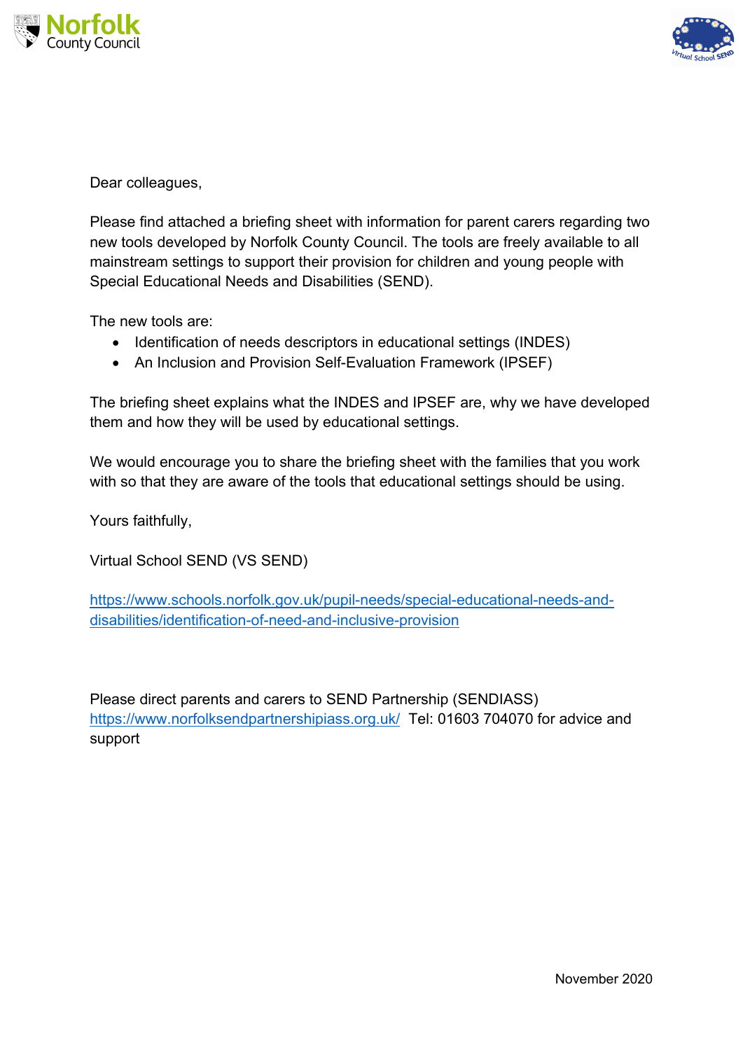Dear colleagues,

Please find attached a briefing sheet with information for parent carers regarding two new tools developed by Norfolk County Council. The tools are freely available to all mainstream settings to support their provision for children and young people with Special Educational Needs and Disabilities (SEND).

The new tools are:

- Identification of needs descriptors in educational settings (INDES)
- An Inclusion and Provision Self-Evaluation Framework (IPSEF)

The briefing sheet explains what the INDES and IPSEF are, why we have developed them and how they will be used by educational settings.

We would encourage you to share the briefing sheet with the families that you work with so that they are aware of the tools that educational settings should be using.

Yours faithfully,

Virtual School SEND (VS SEND)

[https://www.schools.norfolk.gov.uk/pupil-needs/special-educational-needs-and-disabilities/identification-of-need-and-inclusive-provision](https://www.schools.norfolk.gov.uk/pupil-needs/special-educational-needs-and-disabilities/identification-of-need-and-inclusive-provision)

Please direct parents and carers to SEND Partnership (SENDIASS) [https://www.norfolksendpartnershipiass.org.uk/](https://www.norfolksendpartnershipiass.org.uk/) Tel: 01603 704070 for advice and support

November 2020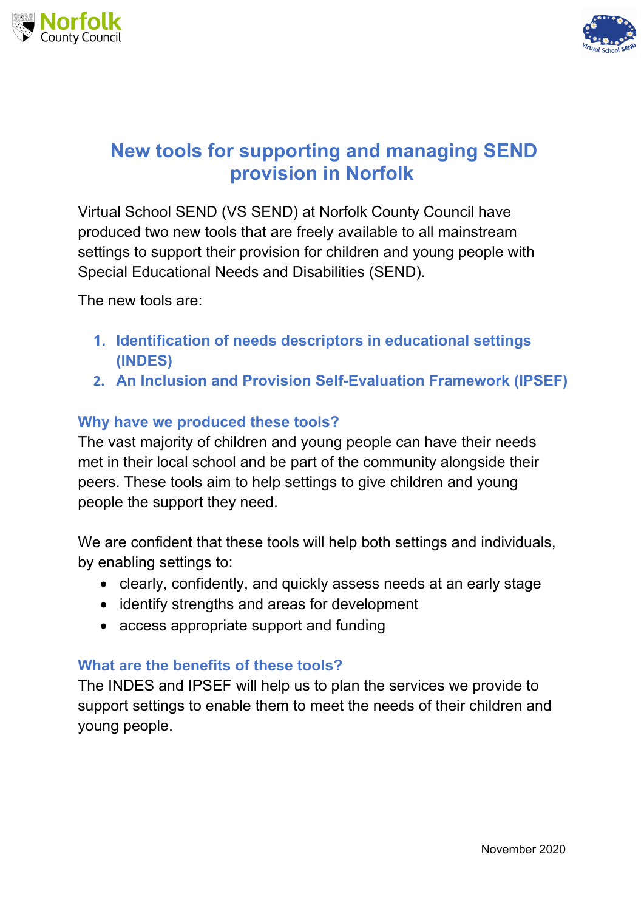# New tools for supporting and managing SEND provision in Norfolk

Virtual School SEND (VS SEND) at Norfolk County Council have produced two new tools that are freely available to all mainstream settings to support their provision for children and young people with Special Educational Needs and Disabilities (SEND).

The new tools are:

1. **Identification of needs descriptors in educational settings (INDES)**
2. **An Inclusion and Provision Self-Evaluation Framework (IPSEF)**

## Why have we produced these tools?

The vast majority of children and young people can have their needs met in their local school and be part of the community alongside their peers. These tools aim to help settings to give children and young people the support they need.

We are confident that these tools will help both settings and individuals, by enabling settings to:

- clearly, confidently, and quickly assess needs at an early stage
- identify strengths and areas for development
- access appropriate support and funding

## What are the benefits of these tools?

The INDES and IPSEF will help us to plan the services we provide to support settings to enable them to meet the needs of their children and young people.

November 2020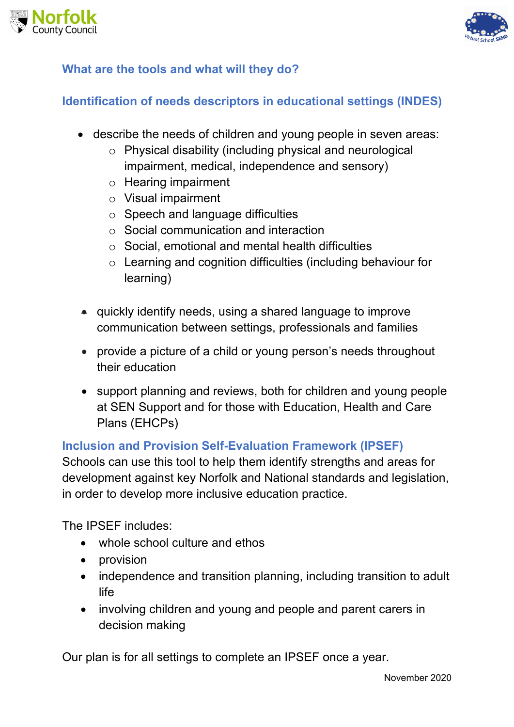## What are the tools and what will they do?

### Identification of needs descriptors in educational settings (INDES)

- describe the needs of children and young people in seven areas:
  - Physical disability (including physical and neurological impairment, medical, independence and sensory)
  - Hearing impairment
  - Visual impairment
  - Speech and language difficulties
  - Social communication and interaction
  - Social, emotional and mental health difficulties
  - Learning and cognition difficulties (including behaviour for learning)

- quickly identify needs, using a shared language to improve communication between settings, professionals and families
- provide a picture of a child or young person's needs throughout their education
- support planning and reviews, both for children and young people at SEN Support and for those with Education, Health and Care Plans (EHCPs)

### Inclusion and Provision Self-Evaluation Framework (IPSEF)

Schools can use this tool to help them identify strengths and areas for development against key Norfolk and National standards and legislation, in order to develop more inclusive education practice.

The IPSEF includes:

- whole school culture and ethos
- provision
- independence and transition planning, including transition to adult life
- involving children and young and people and parent carers in decision making

Our plan is for all settings to complete an IPSEF once a year.

November 2020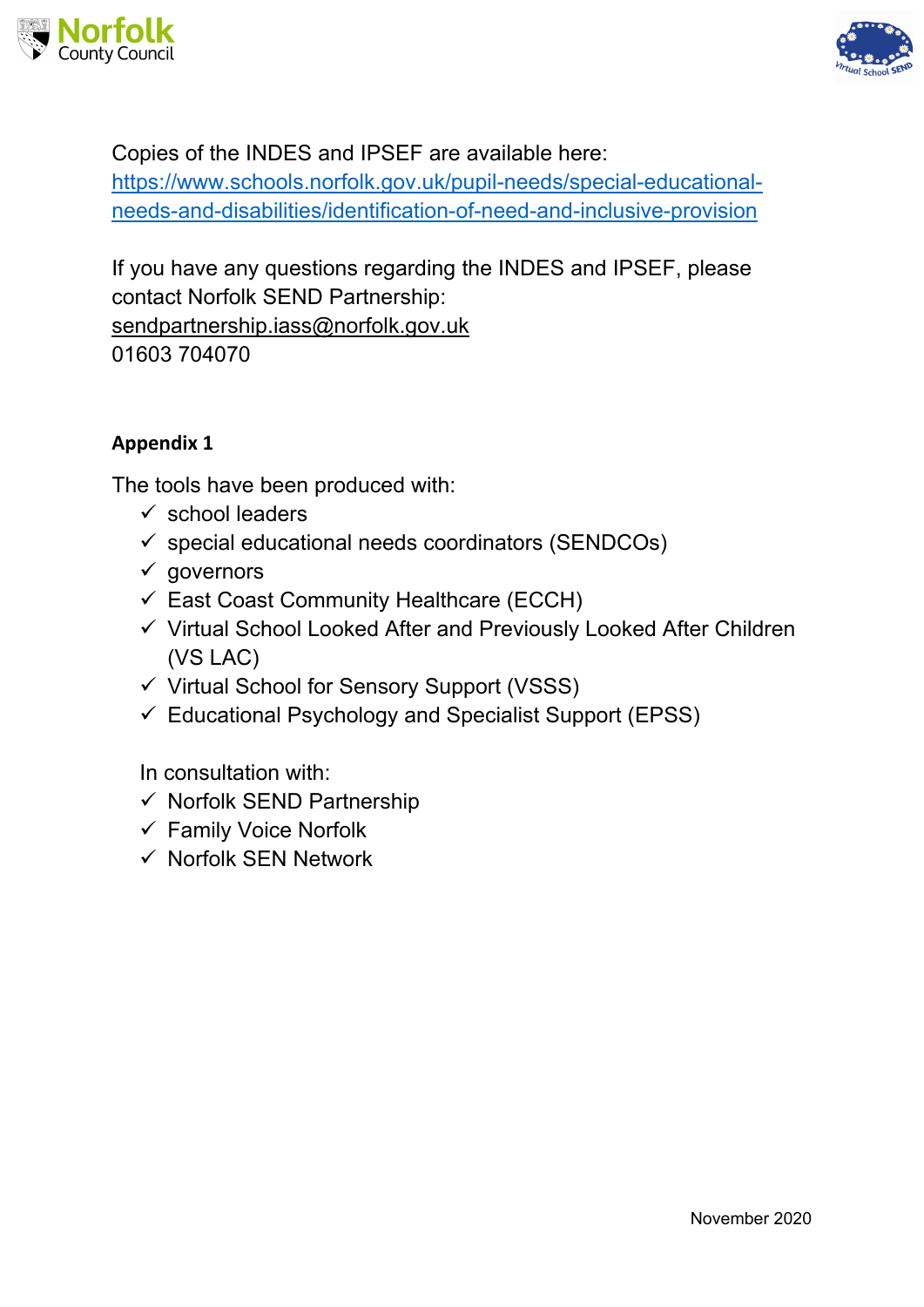Copies of the INDES and IPSEF are available here:
https://www.schools.norfolk.gov.uk/pupil-needs/special-educational-needs-and-disabilities/identification-of-need-and-inclusive-provision

If you have any questions regarding the INDES and IPSEF, please contact Norfolk SEND Partnership:
sendpartnership.iass@norfolk.gov.uk
01603 704070

**Appendix 1**

The tools have been produced with:

- ✓ school leaders
- ✓ special educational needs coordinators (SENDCOs)
- ✓ governors
- ✓ East Coast Community Healthcare (ECCH)
- ✓ Virtual School Looked After and Previously Looked After Children (VS LAC)
- ✓ Virtual School for Sensory Support (VSSS)
- ✓ Educational Psychology and Specialist Support (EPSS)

In consultation with:

- ✓ Norfolk SEND Partnership
- ✓ Family Voice Norfolk
- ✓ Norfolk SEN Network

November 2020